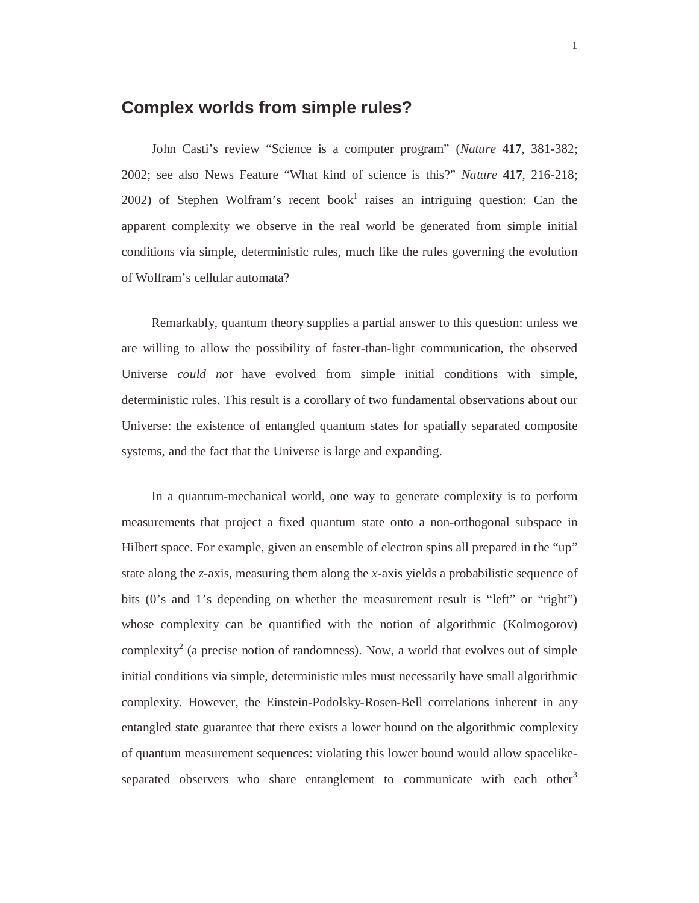# Complex worlds from simple rules?

John Casti's review "Science is a computer program" (*Nature* **417**, 381-382; 2002; see also News Feature "What kind of science is this?" *Nature* **417**, 216-218; 2002) of Stephen Wolfram's recent book[1] raises an intriguing question: Can the apparent complexity we observe in the real world be generated from simple initial conditions via simple, deterministic rules, much like the rules governing the evolution of Wolfram's cellular automata?

Remarkably, quantum theory supplies a partial answer to this question: unless we are willing to allow the possibility of faster-than-light communication, the observed Universe *could not* have evolved from simple initial conditions with simple, deterministic rules. This result is a corollary of two fundamental observations about our Universe: the existence of entangled quantum states for spatially separated composite systems, and the fact that the Universe is large and expanding.

In a quantum-mechanical world, one way to generate complexity is to perform measurements that project a fixed quantum state onto a non-orthogonal subspace in Hilbert space. For example, given an ensemble of electron spins all prepared in the "up" state along the *z*-axis, measuring them along the *x*-axis yields a probabilistic sequence of bits (0's and 1's depending on whether the measurement result is "left" or "right") whose complexity can be quantified with the notion of algorithmic (Kolmogorov) complexity[2] (a precise notion of randomness). Now, a world that evolves out of simple initial conditions via simple, deterministic rules must necessarily have small algorithmic complexity. However, the Einstein-Podolsky-Rosen-Bell correlations inherent in any entangled state guarantee that there exists a lower bound on the algorithmic complexity of quantum measurement sequences: violating this lower bound would allow spacelike-separated observers who share entanglement to communicate with each other[3]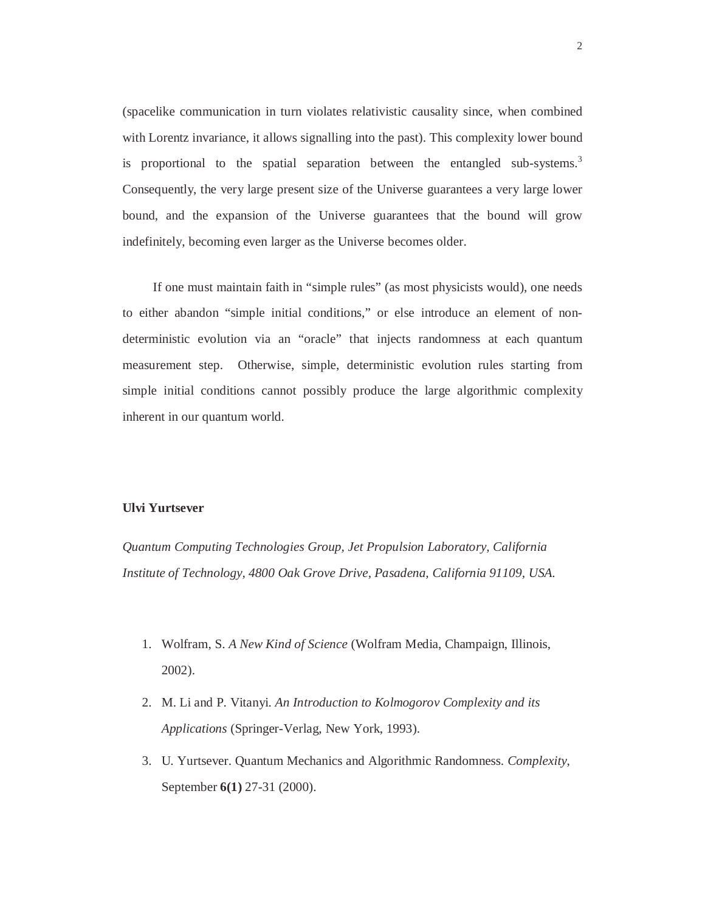(spacelike communication in turn violates relativistic causality since, when combined with Lorentz invariance, it allows signalling into the past). This complexity lower bound is proportional to the spatial separation between the entangled sub-systems.[3] Consequently, the very large present size of the Universe guarantees a very large lower bound, and the expansion of the Universe guarantees that the bound will grow indefinitely, becoming even larger as the Universe becomes older.

If one must maintain faith in "simple rules" (as most physicists would), one needs to either abandon "simple initial conditions," or else introduce an element of non-deterministic evolution via an "oracle" that injects randomness at each quantum measurement step. Otherwise, simple, deterministic evolution rules starting from simple initial conditions cannot possibly produce the large algorithmic complexity inherent in our quantum world.

**Ulvi Yurtsever**

*Quantum Computing Technologies Group, Jet Propulsion Laboratory, California Institute of Technology, 4800 Oak Grove Drive, Pasadena, California 91109, USA.*

1. Wolfram, S. *A New Kind of Science* (Wolfram Media, Champaign, Illinois, 2002).
2. M. Li and P. Vitanyi. *An Introduction to Kolmogorov Complexity and its Applications* (Springer-Verlag, New York, 1993).
3. U. Yurtsever. Quantum Mechanics and Algorithmic Randomness. *Complexity*, September **6(1)** 27-31 (2000).